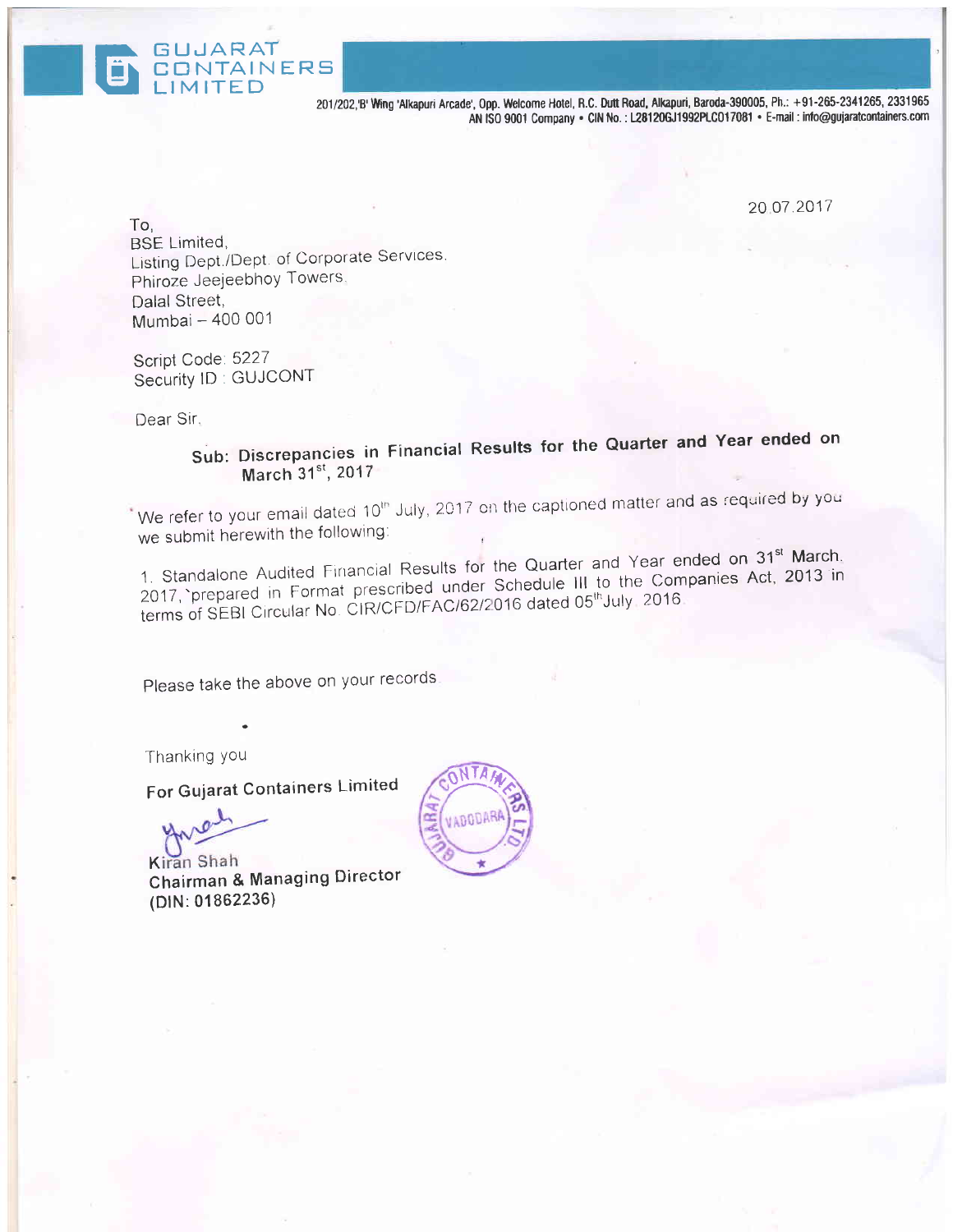# GUJARAT CONTAINERS LIMITED

201/202,'B' Wing 'Alkapuri Arcade', Opp. Welcome Hotel, R.C. Dutt Road, Alkapuri, Baroda-390005, Ph.: +91-265-2341265, 2331965
AN ISO 9001 Company • CIN No. : L28120GJ1992PLC017081 • E-mail : info@gujaratcontainers.com

20.07.2017

To,
BSE Limited,
Listing Dept./Dept. of Corporate Services.
Phiroze Jeejeebhoy Towers,
Dalal Street,
Mumbai – 400 001

Script Code: 5227
Security ID : GUJCONT

Dear Sir,

**Sub: Discrepancies in Financial Results for the Quarter and Year ended on March 31st, 2017**

We refer to your email dated 10th July, 2017 on the captioned matter and as required by you we submit herewith the following:

1. Standalone Audited Financial Results for the Quarter and Year ended on 31st March, 2017, prepared in Format prescribed under Schedule III to the Companies Act, 2013 in terms of SEBI Circular No. CIR/CFD/FAC/62/2016 dated 05th July, 2016.

Please take the above on your records.

Thanking you

**For Gujarat Containers Limited**

Kiran Shah
**Chairman & Managing Director**
**(DIN: 01862236)**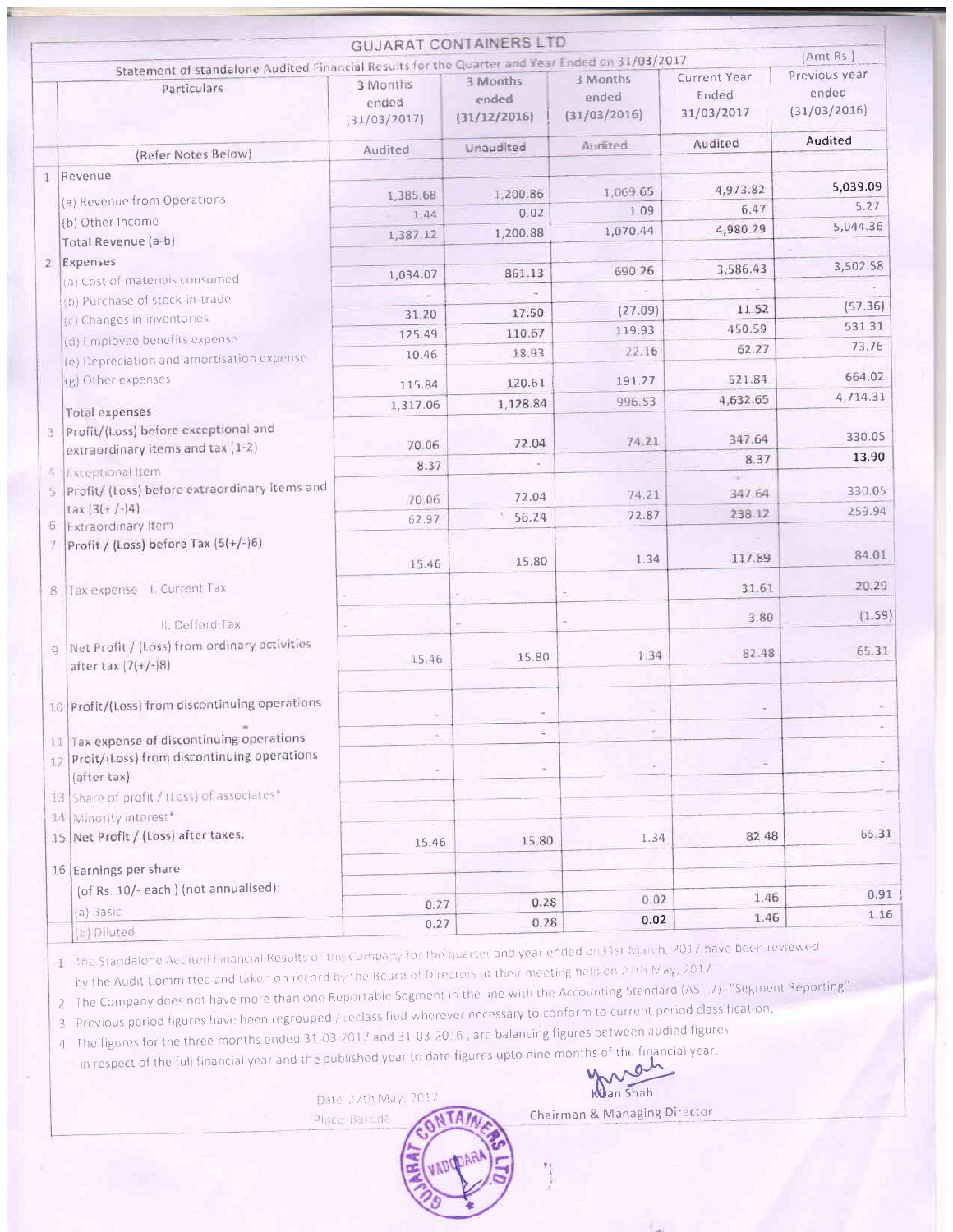# GUJARAT CONTAINERS LTD

Statement of standalone Audited Financial Results for the Quarter and Year Ended on 31/03/2017

(Amt Rs.)

| | Particulars | 3 Months ended (31/03/2017) | 3 Months ended (31/12/2016) | 3 Months ended (31/03/2016) | Current Year Ended 31/03/2017 | Previous year ended (31/03/2016) |
|---|---|---|---|---|---|---|
| | (Refer Notes Below) | Audited | Unaudited | Audited | Audited | Audited |
| 1 | Revenue | | | | | |
| | (a) Revenue from Operations | 1,385.68 | 1,200.86 | 1,069.65 | 4,973.82 | 5,039.09 |
| | (b) Other Income | 1.44 | 0.02 | 1.09 | 6.47 | 5.27 |
| | Total Revenue (a-b) | 1,387.12 | 1,200.88 | 1,070.44 | 4,980.29 | 5,044.36 |
| 2 | Expenses | | | | | |
| | (a) Cost of materials consumed | 1,034.07 | 861.13 | 690.26 | 3,586.43 | 3,502.58 |
| | (b) Purchase of stock-in-trade | - | - | - | - | - |
| | (c) Changes in inventories | 31.20 | 17.50 | (27.09) | 11.52 | (57.36) |
| | (d) Employee benefits expense | 125.49 | 110.67 | 119.93 | 450.59 | 531.31 |
| | (e) Depreciation and amortisation expense | 10.46 | 18.93 | 22.16 | 62.27 | 73.76 |
| | (g) Other expenses | 115.84 | 120.61 | 191.27 | 521.84 | 664.02 |
| | Total expenses | 1,317.06 | 1,128.84 | 996.53 | 4,632.65 | 4,714.31 |
| 3 | Profit/(Loss) before exceptional and extraordinary items and tax (1-2) | 70.06 | 72.04 | 74.21 | 347.64 | 330.05 |
| 4 | Exceptional Item | 8.37 | - | - | 8.37 | 13.90 |
| 5 | Profit/ (Loss) before extraordinary items and tax (3(+ /-)4) | 70.06 | 72.04 | 74.21 | 347.64 | 330.05 |
| 6 | Extraordinary Item | 62.97 | 56.24 | 72.87 | 238.12 | 259.94 |
| 7 | Profit / (Loss) before Tax (5(+/-)6) | 15.46 | 15.80 | 1.34 | 117.89 | 84.01 |
| 8 | Tax expense I. Current Tax | - | - | - | 31.61 | 20.29 |
| | II. Defferd Tax | - | - | - | 3.80 | (1.59) |
| 9 | Net Profit / (Loss) from ordinary activities after tax (7(+/-)8) | 15.46 | 15.80 | 1.34 | 82.48 | 65.31 |
| 10 | Profit/(Loss) from discontinuing operations | - | - | - | - | - |
| 11 | Tax expense of discontinuing operations | - | - | - | - | - |
| 12 | Proit/(Loss) from discontinuing operations (after tax) | - | - | - | - | - |
| 13 | Share of profit / (Loss) of associates* | | | | | |
| 14 | Minority interest* | | | | | |
| 15 | Net Profit / (Loss) after taxes, | 15.46 | 15.80 | 1.34 | 82.48 | 65.31 |
| 16 | Earnings per share (of Rs. 10/- each ) (not annualised): | | | | | |
| | (a) Basic | 0.27 | 0.28 | 0.02 | 1.46 | 0.91 |
| | (b) Diluted | 0.27 | 0.28 | 0.02 | 1.46 | 1.16 |

1. The Standalone Audited Financial Results of the Company for the quarter and year ended on 31st March, 2017 have been reviewed by the Audit Committee and taken on record by the Board of Directors at their meeting held on 27th May, 2017
2. The Company does not have more than one Reportable Segment in the line with the Accounting Standard (AS 17)- "Segment Reporting"
3. Previous period figures have been regrouped / reclassified wherever necessary to conform to current period classification.
4. The figures for the three months ended 31-03-2017 and 31-03-2016 , are balancing figures between audied figures in respect of the full financial year and the published year to date figures upto nine months of the financial year.

Date: 27th May, 2017

Place: Baroda

Kiran Shah

Chairman & Managing Director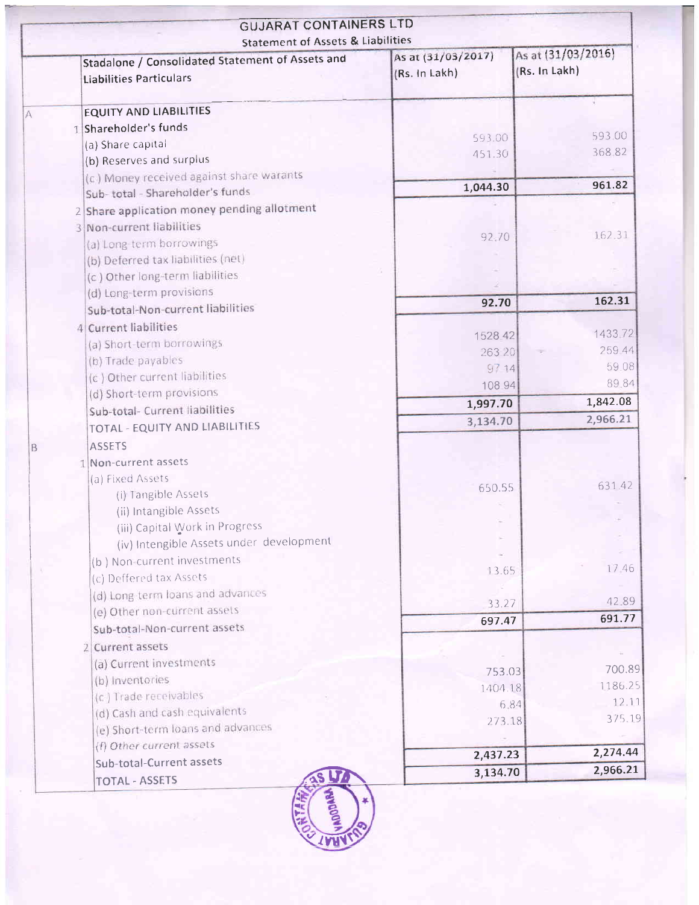# GUJARAT CONTAINERS LTD

## Statement of Assets & Liabilities

| | Stadalone / Consolidated Statement of Assets and Liabilities Particulars | As at (31/03/2017) (Rs. In Lakh) | As at (31/03/2016) (Rs. In Lakh) |
|---|---|---|---|
| A | EQUITY AND LIABILITIES | | |
| 1 | Shareholder's funds | | |
| | (a) Share capital | 593.00 | 593.00 |
| | (b) Reserves and surplus | 451.30 | 368.82 |
| | (c ) Money received against share warants | - | - |
| | Sub- total - Shareholder's funds | 1,044.30 | 961.82 |
| 2 | Share application money pending allotment | - | - |
| 3 | Non-current liabilities | | |
| | (a) Long-term borrowings | 92.70 | 162.31 |
| | (b) Deferred tax liabilities (net) | - | - |
| | (c ) Other long-term liabilities | - | - |
| | (d) Long-term provisions | - | - |
| | Sub-total-Non-current liabilities | 92.70 | 162.31 |
| 4 | Current liabilities | | |
| | (a) Short-term borrowings | 1528.42 | 1433.72 |
| | (b) Trade payables | 263.20 | 259.44 |
| | (c ) Other current liabilities | 97.14 | 59.08 |
| | (d) Short-term provisions | 108.94 | 89.84 |
| | Sub-total- Current liabilities | 1,997.70 | 1,842.08 |
| | TOTAL - EQUITY AND LIABILITIES | 3,134.70 | 2,966.21 |
| B | ASSETS | | |
| 1 | Non-current assets | | |
| | (a) Fixed Assets | | |
| | (i) Tangible Assets | 650.55 | 631.42 |
| | (ii) Intangible Assets | - | - |
| | (iii) Capital Work in Progress | - | - |
| | (iv) Intengible Assets under development | - | - |
| | (b ) Non-current investments | - | - |
| | (c) Deffered tax Assets | 13.65 | 17.46 |
| | (d) Long-term loans and advances | - | - |
| | (e) Other non-current assets | 33.27 | 42.89 |
| | Sub-total-Non-current assets | 697.47 | 691.77 |
| 2 | Current assets | | |
| | (a) Current investments | - | - |
| | (b) Inventories | 753.03 | 700.89 |
| | (c ) Trade receivables | 1404.18 | 1186.25 |
| | (d) Cash and cash equivalents | 6.84 | 12.11 |
| | (e) Short-term loans and advances | 273.18 | 375.19 |
| | (f) Other current assets | - | - |
| | Sub-total-Current assets | 2,437.23 | 2,274.44 |
| | TOTAL - ASSETS | 3,134.70 | 2,966.21 |